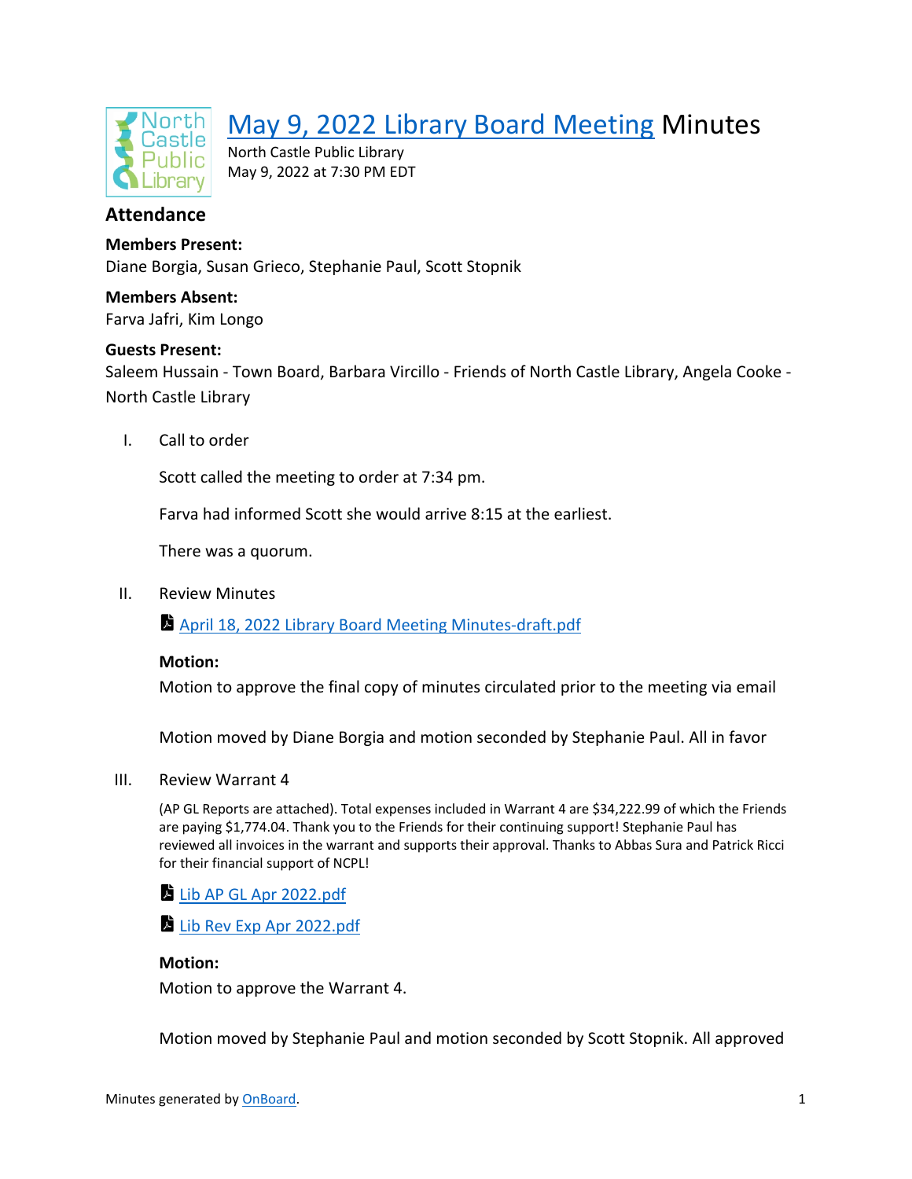# May 9, 2022 Library Board Meeting Minutes

North Castle Public Library
May 9, 2022 at 7:30 PM EDT

## Attendance

**Members Present:**
Diane Borgia, Susan Grieco, Stephanie Paul, Scott Stopnik

**Members Absent:**
Farva Jafri, Kim Longo

**Guests Present:**
Saleem Hussain - Town Board, Barbara Vircillo - Friends of North Castle Library, Angela Cooke - North Castle Library

I. Call to order

Scott called the meeting to order at 7:34 pm.

Farva had informed Scott she would arrive 8:15 at the earliest.

There was a quorum.

II. Review Minutes

April 18, 2022 Library Board Meeting Minutes-draft.pdf

**Motion:**
Motion to approve the final copy of minutes circulated prior to the meeting via email

Motion moved by Diane Borgia and motion seconded by Stephanie Paul. All in favor

III. Review Warrant 4

(AP GL Reports are attached). Total expenses included in Warrant 4 are $34,222.99 of which the Friends are paying $1,774.04. Thank you to the Friends for their continuing support! Stephanie Paul has reviewed all invoices in the warrant and supports their approval. Thanks to Abbas Sura and Patrick Ricci for their financial support of NCPL!

Lib AP GL Apr 2022.pdf

Lib Rev Exp Apr 2022.pdf

**Motion:**
Motion to approve the Warrant 4.

Motion moved by Stephanie Paul and motion seconded by Scott Stopnik. All approved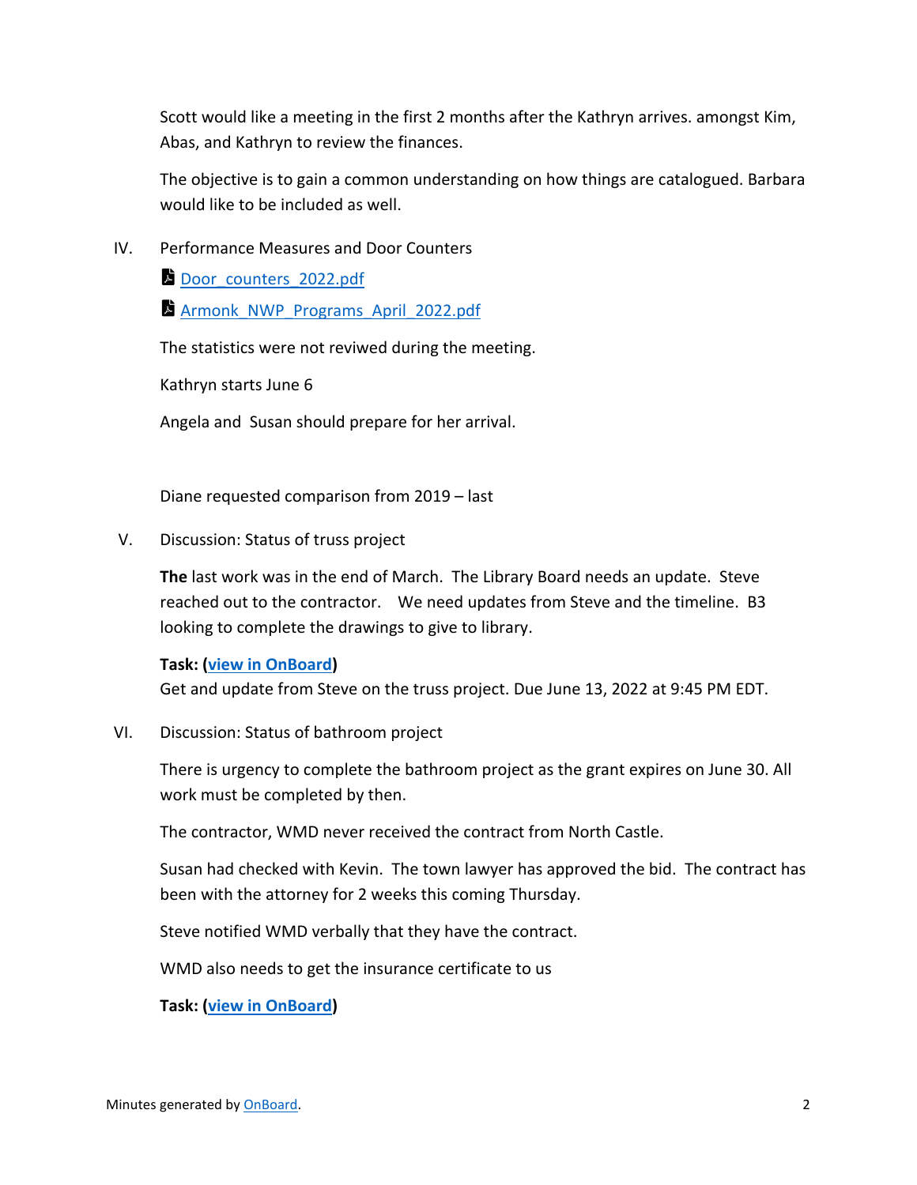Scott would like a meeting in the first 2 months after the Kathryn arrives. amongst Kim, Abas, and Kathryn to review the finances.

The objective is to gain a common understanding on how things are catalogued. Barbara would like to be included as well.

IV. Performance Measures and Door Counters

[Door_counters_2022.pdf]

[Armonk_NWP_Programs_April_2022.pdf]

The statistics were not reviwed during the meeting.

Kathryn starts June 6

Angela and  Susan should prepare for her arrival.

Diane requested comparison from 2019 – last

V. Discussion: Status of truss project

**The** last work was in the end of March.  The Library Board needs an update.  Steve reached out to the contractor.    We need updates from Steve and the timeline.  B3 looking to complete the drawings to give to library.

**Task: (view in OnBoard)**
Get and update from Steve on the truss project. Due June 13, 2022 at 9:45 PM EDT.

VI. Discussion: Status of bathroom project

There is urgency to complete the bathroom project as the grant expires on June 30. All work must be completed by then.

The contractor, WMD never received the contract from North Castle.

Susan had checked with Kevin.  The town lawyer has approved the bid.  The contract has been with the attorney for 2 weeks this coming Thursday.

Steve notified WMD verbally that they have the contract.

WMD also needs to get the insurance certificate to us

**Task: (view in OnBoard)**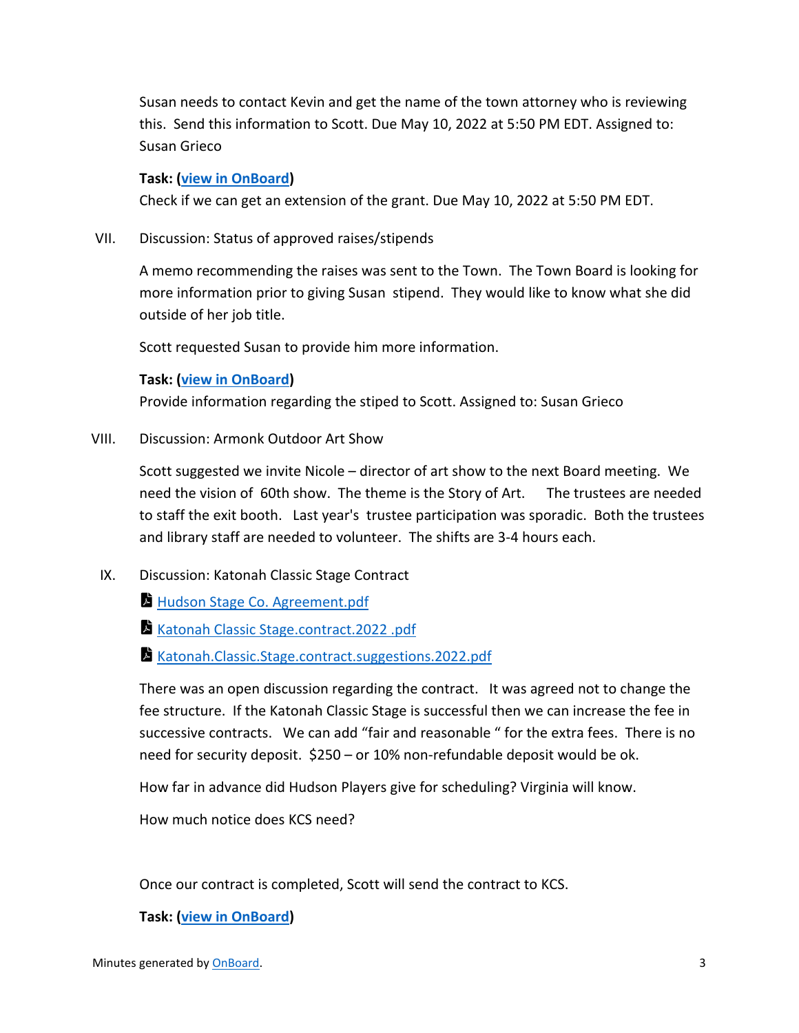Susan needs to contact Kevin and get the name of the town attorney who is reviewing this. Send this information to Scott. Due May 10, 2022 at 5:50 PM EDT. Assigned to: Susan Grieco

**Task: (view in OnBoard)**
Check if we can get an extension of the grant. Due May 10, 2022 at 5:50 PM EDT.

VII. Discussion: Status of approved raises/stipends

A memo recommending the raises was sent to the Town. The Town Board is looking for more information prior to giving Susan stipend. They would like to know what she did outside of her job title.

Scott requested Susan to provide him more information.

**Task: (view in OnBoard)**
Provide information regarding the stiped to Scott. Assigned to: Susan Grieco

VIII. Discussion: Armonk Outdoor Art Show

Scott suggested we invite Nicole – director of art show to the next Board meeting. We need the vision of 60th show. The theme is the Story of Art. The trustees are needed to staff the exit booth. Last year's trustee participation was sporadic. Both the trustees and library staff are needed to volunteer. The shifts are 3-4 hours each.

IX. Discussion: Katonah Classic Stage Contract

- Hudson Stage Co. Agreement.pdf
- Katonah Classic Stage.contract.2022 .pdf
- Katonah.Classic.Stage.contract.suggestions.2022.pdf

There was an open discussion regarding the contract. It was agreed not to change the fee structure. If the Katonah Classic Stage is successful then we can increase the fee in successive contracts. We can add "fair and reasonable " for the extra fees. There is no need for security deposit. $250 – or 10% non-refundable deposit would be ok.

How far in advance did Hudson Players give for scheduling? Virginia will know.

How much notice does KCS need?

Once our contract is completed, Scott will send the contract to KCS.

**Task: (view in OnBoard)**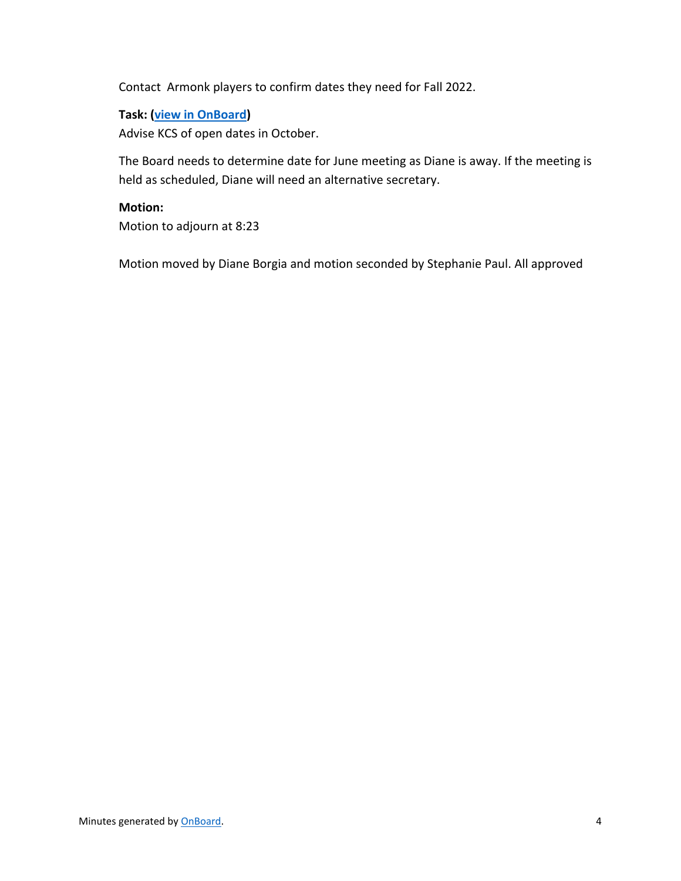Contact  Armonk players to confirm dates they need for Fall 2022.

**Task: (view in OnBoard)**
Advise KCS of open dates in October.

The Board needs to determine date for June meeting as Diane is away. If the meeting is held as scheduled, Diane will need an alternative secretary.

**Motion:**
Motion to adjourn at 8:23

Motion moved by Diane Borgia and motion seconded by Stephanie Paul. All approved

Minutes generated by OnBoard.